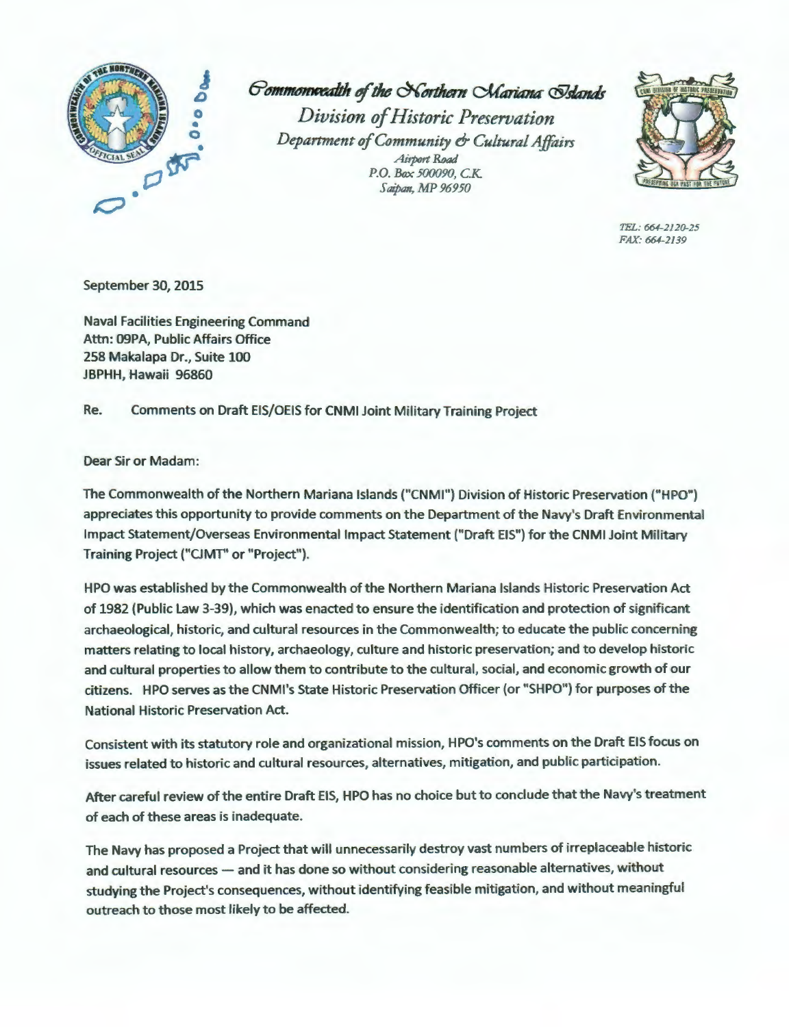*Commonwealth of the Northern Mariana Islands*

*Division of Historic Preservation*

*Department of Community & Cultural Affairs*

*Airport Road*
*P.O. Box 500090, C.K.*
*Saipan, MP 96950*

*TEL: 664-2120-25*
*FAX: 664-2139*

September 30, 2015

Naval Facilities Engineering Command
Attn: 09PA, Public Affairs Office
258 Makalapa Dr., Suite 100
JBPHH, Hawaii 96860

Re. Comments on Draft EIS/OEIS for CNMI Joint Military Training Project

Dear Sir or Madam:

The Commonwealth of the Northern Mariana Islands ("CNMI") Division of Historic Preservation ("HPO") appreciates this opportunity to provide comments on the Department of the Navy's Draft Environmental Impact Statement/Overseas Environmental Impact Statement ("Draft EIS") for the CNMI Joint Military Training Project ("CJMT" or "Project").

HPO was established by the Commonwealth of the Northern Mariana Islands Historic Preservation Act of 1982 (Public Law 3-39), which was enacted to ensure the identification and protection of significant archaeological, historic, and cultural resources in the Commonwealth; to educate the public concerning matters relating to local history, archaeology, culture and historic preservation; and to develop historic and cultural properties to allow them to contribute to the cultural, social, and economic growth of our citizens. HPO serves as the CNMI's State Historic Preservation Officer (or "SHPO") for purposes of the National Historic Preservation Act.

Consistent with its statutory role and organizational mission, HPO's comments on the Draft EIS focus on issues related to historic and cultural resources, alternatives, mitigation, and public participation.

After careful review of the entire Draft EIS, HPO has no choice but to conclude that the Navy's treatment of each of these areas is inadequate.

The Navy has proposed a Project that will unnecessarily destroy vast numbers of irreplaceable historic and cultural resources — and it has done so without considering reasonable alternatives, without studying the Project's consequences, without identifying feasible mitigation, and without meaningful outreach to those most likely to be affected.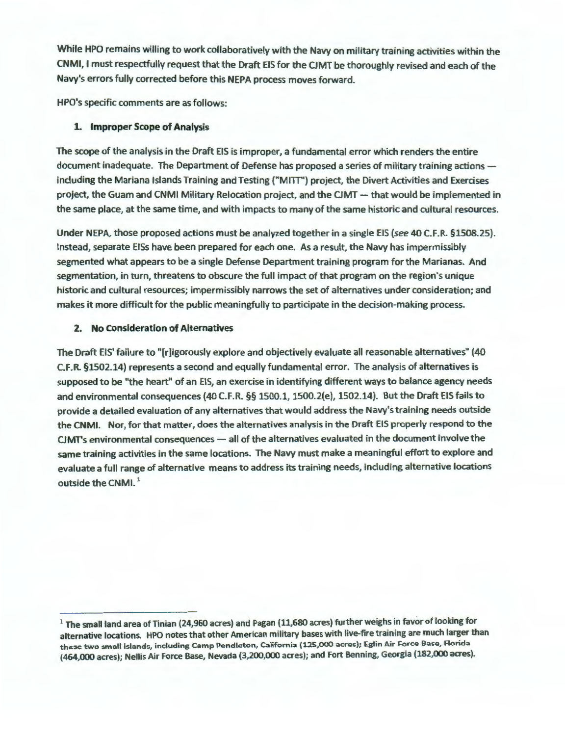While HPO remains willing to work collaboratively with the Navy on military training activities within the CNMI, I must respectfully request that the Draft EIS for the CJMT be thoroughly revised and each of the Navy's errors fully corrected before this NEPA process moves forward.

HPO's specific comments are as follows:

1. **Improper Scope of Analysis**

The scope of the analysis in the Draft EIS is improper, a fundamental error which renders the entire document inadequate. The Department of Defense has proposed a series of military training actions — including the Mariana Islands Training and Testing ("MITT") project, the Divert Activities and Exercises project, the Guam and CNMI Military Relocation project, and the CJMT — that would be implemented in the same place, at the same time, and with impacts to many of the same historic and cultural resources.

Under NEPA, those proposed actions must be analyzed together in a single EIS (*see* 40 C.F.R. §1508.25). Instead, separate EISs have been prepared for each one. As a result, the Navy has impermissibly segmented what appears to be a single Defense Department training program for the Marianas. And segmentation, in turn, threatens to obscure the full impact of that program on the region's unique historic and cultural resources; impermissibly narrows the set of alternatives under consideration; and makes it more difficult for the public meaningfully to participate in the decision-making process.

2. **No Consideration of Alternatives**

The Draft EIS' failure to "[r]igorously explore and objectively evaluate all reasonable alternatives" (40 C.F.R. §1502.14) represents a second and equally fundamental error. The analysis of alternatives is supposed to be "the heart" of an EIS, an exercise in identifying different ways to balance agency needs and environmental consequences (40 C.F.R. §§ 1500.1, 1500.2(e), 1502.14). But the Draft EIS fails to provide a detailed evaluation of any alternatives that would address the Navy's training needs outside the CNMI. Nor, for that matter, does the alternatives analysis in the Draft EIS properly respond to the CJMT's environmental consequences — all of the alternatives evaluated in the document involve the same training activities in the same locations. The Navy must make a meaningful effort to explore and evaluate a full range of alternative means to address its training needs, including alternative locations outside the CNMI.[1]

---

[1] The small land area of Tinian (24,960 acres) and Pagan (11,680 acres) further weighs in favor of looking for alternative locations. HPO notes that other American military bases with live-fire training are much larger than these two small islands, including Camp Pendleton, California (125,000 acres); Eglin Air Force Base, Florida (464,000 acres); Nellis Air Force Base, Nevada (3,200,000 acres); and Fort Benning, Georgia (182,000 acres).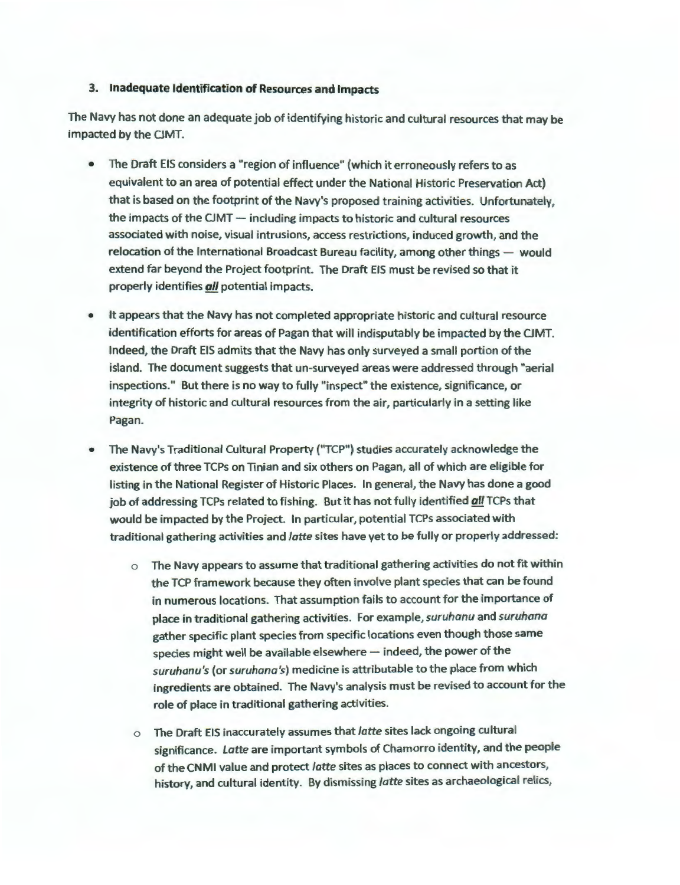### 3. Inadequate Identification of Resources and Impacts

The Navy has not done an adequate job of identifying historic and cultural resources that may be impacted by the CJMT.

- The Draft EIS considers a "region of influence" (which it erroneously refers to as equivalent to an area of potential effect under the National Historic Preservation Act) that is based on the footprint of the Navy's proposed training activities. Unfortunately, the impacts of the CJMT — including impacts to historic and cultural resources associated with noise, visual intrusions, access restrictions, induced growth, and the relocation of the International Broadcast Bureau facility, among other things — would extend far beyond the Project footprint. The Draft EIS must be revised so that it properly identifies ***all*** potential impacts.

- It appears that the Navy has not completed appropriate historic and cultural resource identification efforts for areas of Pagan that will indisputably be impacted by the CJMT. Indeed, the Draft EIS admits that the Navy has only surveyed a small portion of the island. The document suggests that un-surveyed areas were addressed through "aerial inspections." But there is no way to fully "inspect" the existence, significance, or integrity of historic and cultural resources from the air, particularly in a setting like Pagan.

- The Navy's Traditional Cultural Property ("TCP") studies accurately acknowledge the existence of three TCPs on Tinian and six others on Pagan, all of which are eligible for listing in the National Register of Historic Places. In general, the Navy has done a good job of addressing TCPs related to fishing. But it has not fully identified ***all*** TCPs that would be impacted by the Project. In particular, potential TCPs associated with traditional gathering activities and *latte* sites have yet to be fully or properly addressed:

  - The Navy appears to assume that traditional gathering activities do not fit within the TCP framework because they often involve plant species that can be found in numerous locations. That assumption fails to account for the importance of place in traditional gathering activities. For example, *suruhanu* and *suruhana* gather specific plant species from specific locations even though those same species might well be available elsewhere — indeed, the power of the *suruhanu's* (or *suruhana's*) medicine is attributable to the place from which ingredients are obtained. The Navy's analysis must be revised to account for the role of place in traditional gathering activities.

  - The Draft EIS inaccurately assumes that *latte* sites lack ongoing cultural significance. *Latte* are important symbols of Chamorro identity, and the people of the CNMI value and protect *latte* sites as places to connect with ancestors, history, and cultural identity. By dismissing *latte* sites as archaeological relics,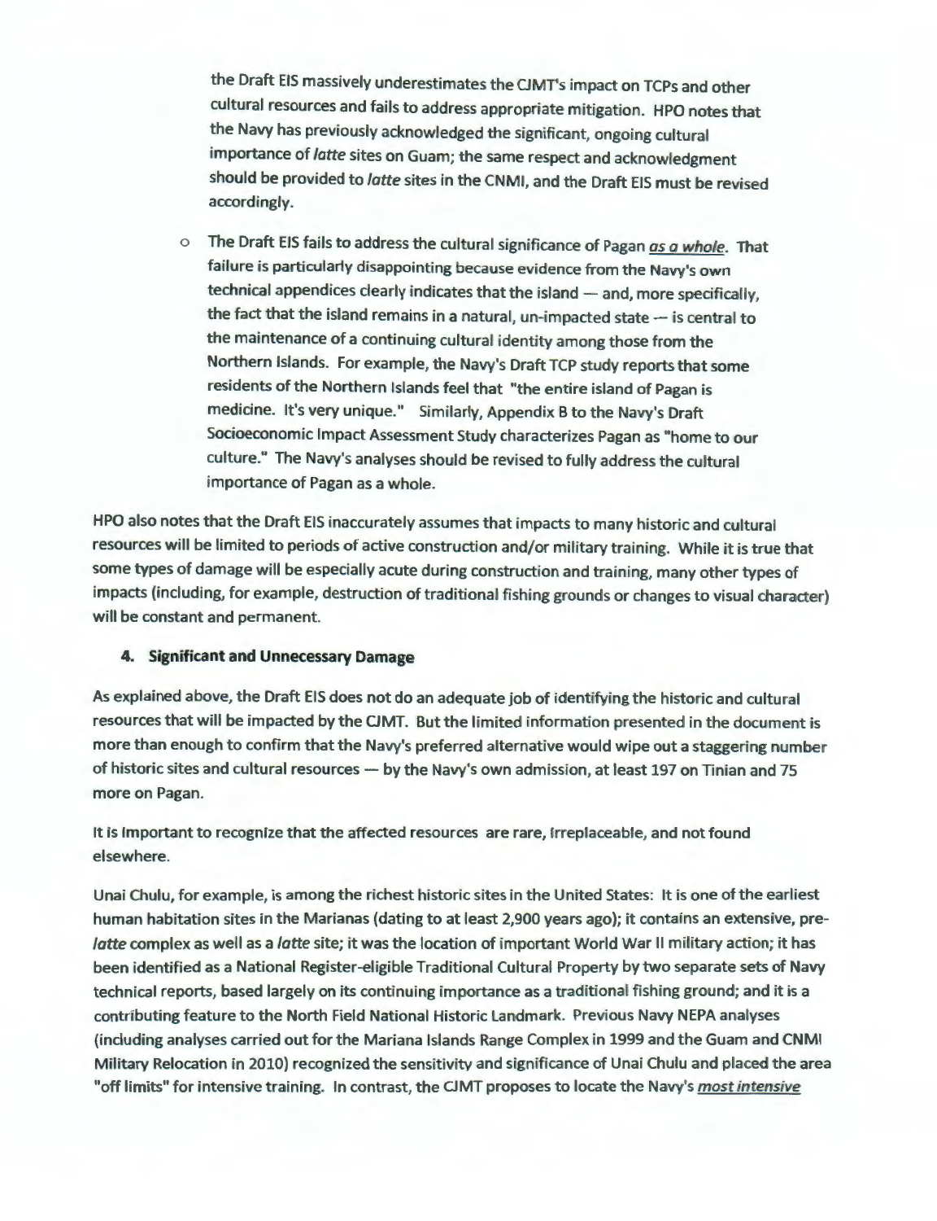the Draft EIS massively underestimates the CJMT's impact on TCPs and other cultural resources and fails to address appropriate mitigation. HPO notes that the Navy has previously acknowledged the significant, ongoing cultural importance of *latte* sites on Guam; the same respect and acknowledgment should be provided to *latte* sites in the CNMI, and the Draft EIS must be revised accordingly.

- The Draft EIS fails to address the cultural significance of Pagan *as a whole*. That failure is particularly disappointing because evidence from the Navy's own technical appendices clearly indicates that the island — and, more specifically, the fact that the island remains in a natural, un-impacted state — is central to the maintenance of a continuing cultural identity among those from the Northern Islands. For example, the Navy's Draft TCP study reports that some residents of the Northern Islands feel that "the entire island of Pagan is medicine. It's very unique." Similarly, Appendix B to the Navy's Draft Socioeconomic Impact Assessment Study characterizes Pagan as "home to our culture." The Navy's analyses should be revised to fully address the cultural importance of Pagan as a whole.

HPO also notes that the Draft EIS inaccurately assumes that impacts to many historic and cultural resources will be limited to periods of active construction and/or military training. While it is true that some types of damage will be especially acute during construction and training, many other types of impacts (including, for example, destruction of traditional fishing grounds or changes to visual character) will be constant and permanent.

### 4. Significant and Unnecessary Damage

As explained above, the Draft EIS does not do an adequate job of identifying the historic and cultural resources that will be impacted by the CJMT. But the limited information presented in the document is more than enough to confirm that the Navy's preferred alternative would wipe out a staggering number of historic sites and cultural resources — by the Navy's own admission, at least 197 on Tinian and 75 more on Pagan.

It is important to recognize that the affected resources are rare, irreplaceable, and not found elsewhere.

Unai Chulu, for example, is among the richest historic sites in the United States: It is one of the earliest human habitation sites in the Marianas (dating to at least 2,900 years ago); it contains an extensive, pre-*latte* complex as well as a *latte* site; it was the location of important World War II military action; it has been identified as a National Register-eligible Traditional Cultural Property by two separate sets of Navy technical reports, based largely on its continuing importance as a traditional fishing ground; and it is a contributing feature to the North Field National Historic Landmark. Previous Navy NEPA analyses (including analyses carried out for the Mariana Islands Range Complex in 1999 and the Guam and CNMI Military Relocation in 2010) recognized the sensitivity and significance of Unai Chulu and placed the area "off limits" for intensive training. In contrast, the CJMT proposes to locate the Navy's ***most intensive***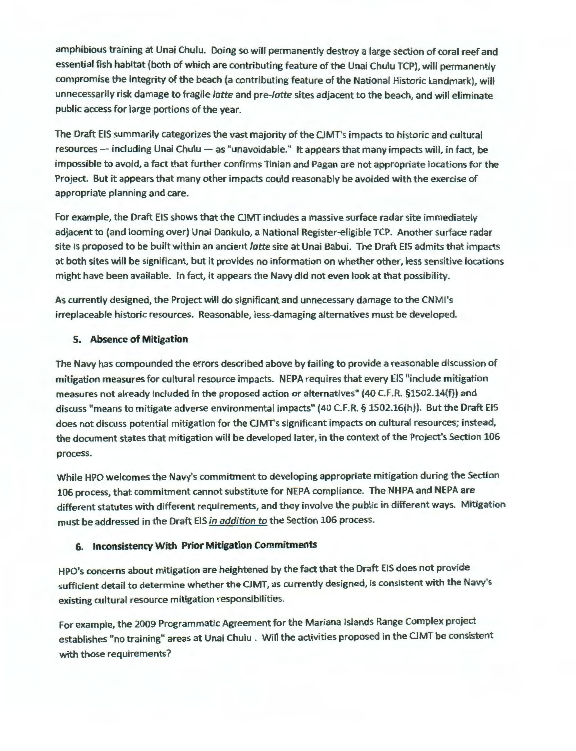amphibious training at Unai Chulu. Doing so will permanently destroy a large section of coral reef and essential fish habitat (both of which are contributing feature of the Unai Chulu TCP), will permanently compromise the integrity of the beach (a contributing feature of the National Historic Landmark), will unnecessarily risk damage to fragile *latte* and pre-*latte* sites adjacent to the beach, and will eliminate public access for large portions of the year.

The Draft EIS summarily categorizes the vast majority of the CJMT's impacts to historic and cultural resources -- including Unai Chulu — as "unavoidable." It appears that many impacts will, in fact, be impossible to avoid, a fact that further confirms Tinian and Pagan are not appropriate locations for the Project. But it appears that many other impacts could reasonably be avoided with the exercise of appropriate planning and care.

For example, the Draft EIS shows that the CJMT includes a massive surface radar site immediately adjacent to (and looming over) Unai Dankulo, a National Register-eligible TCP. Another surface radar site is proposed to be built within an ancient *latte* site at Unai Babui. The Draft EIS admits that impacts at both sites will be significant, but it provides no information on whether other, less sensitive locations might have been available. In fact, it appears the Navy did not even look at that possibility.

As currently designed, the Project will do significant and unnecessary damage to the CNMI's irreplaceable historic resources. Reasonable, less-damaging alternatives must be developed.

### 5. Absence of Mitigation

The Navy has compounded the errors described above by failing to provide a reasonable discussion of mitigation measures for cultural resource impacts. NEPA requires that every EIS "include mitigation measures not already included in the proposed action or alternatives" (40 C.F.R. §1502.14(f)) and discuss "means to mitigate adverse environmental impacts" (40 C.F.R. § 1502.16(h)). But the Draft EIS does not discuss potential mitigation for the CJMT's significant impacts on cultural resources; instead, the document states that mitigation will be developed later, in the context of the Project's Section 106 process.

While HPO welcomes the Navy's commitment to developing appropriate mitigation during the Section 106 process, that commitment cannot substitute for NEPA compliance. The NHPA and NEPA are different statutes with different requirements, and they involve the public in different ways. Mitigation must be addressed in the Draft EIS *in addition to* the Section 106 process.

### 6. Inconsistency With Prior Mitigation Commitments

HPO's concerns about mitigation are heightened by the fact that the Draft EIS does not provide sufficient detail to determine whether the CJMT, as currently designed, is consistent with the Navy's existing cultural resource mitigation responsibilities.

For example, the 2009 Programmatic Agreement for the Mariana Islands Range Complex project establishes "no training" areas at Unai Chulu . Will the activities proposed in the CJMT be consistent with those requirements?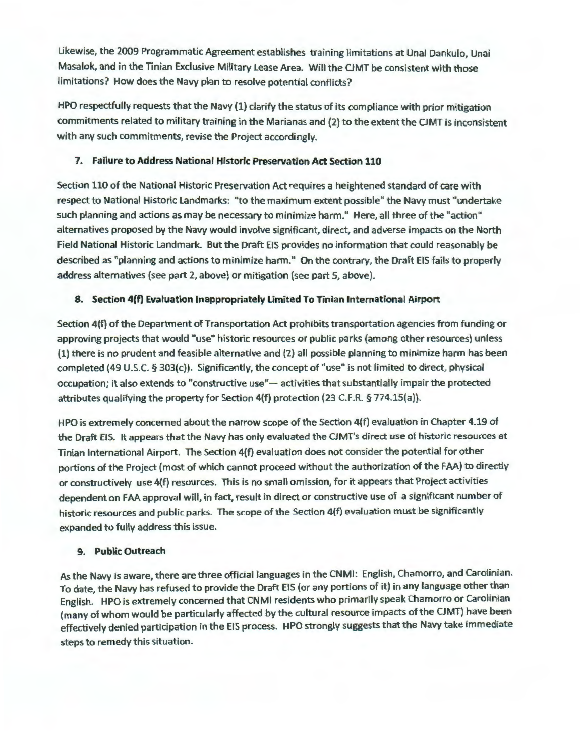Likewise, the 2009 Programmatic Agreement establishes training limitations at Unai Dankulo, Unai Masalok, and in the Tinian Exclusive Military Lease Area. Will the CJMT be consistent with those limitations? How does the Navy plan to resolve potential conflicts?

HPO respectfully requests that the Navy (1) clarify the status of its compliance with prior mitigation commitments related to military training in the Marianas and (2) to the extent the CJMT is inconsistent with any such commitments, revise the Project accordingly.

### 7. Failure to Address National Historic Preservation Act Section 110

Section 110 of the National Historic Preservation Act requires a heightened standard of care with respect to National Historic Landmarks: "to the maximum extent possible" the Navy must "undertake such planning and actions as may be necessary to minimize harm." Here, all three of the "action" alternatives proposed by the Navy would involve significant, direct, and adverse impacts on the North Field National Historic Landmark. But the Draft EIS provides no information that could reasonably be described as "planning and actions to minimize harm." On the contrary, the Draft EIS fails to properly address alternatives (see part 2, above) or mitigation (see part 5, above).

### 8. Section 4(f) Evaluation Inappropriately Limited To Tinian International Airport

Section 4(f) of the Department of Transportation Act prohibits transportation agencies from funding or approving projects that would "use" historic resources or public parks (among other resources) unless (1) there is no prudent and feasible alternative and (2) all possible planning to minimize harm has been completed (49 U.S.C. § 303(c)). Significantly, the concept of "use" is not limited to direct, physical occupation; it also extends to "constructive use"— activities that substantially impair the protected attributes qualifying the property for Section 4(f) protection (23 C.F.R. § 774.15(a)).

HPO is extremely concerned about the narrow scope of the Section 4(f) evaluation in Chapter 4.19 of the Draft EIS. It appears that the Navy has only evaluated the CJMT's direct use of historic resources at Tinian International Airport. The Section 4(f) evaluation does not consider the potential for other portions of the Project (most of which cannot proceed without the authorization of the FAA) to directly or constructively use 4(f) resources. This is no small omission, for it appears that Project activities dependent on FAA approval will, in fact, result in direct or constructive use of a significant number of historic resources and public parks. The scope of the Section 4(f) evaluation must be significantly expanded to fully address this issue.

### 9. Public Outreach

As the Navy is aware, there are three official languages in the CNMI: English, Chamorro, and Carolinian. To date, the Navy has refused to provide the Draft EIS (or any portions of it) in any language other than English. HPO is extremely concerned that CNMI residents who primarily speak Chamorro or Carolinian (many of whom would be particularly affected by the cultural resource impacts of the CJMT) have been effectively denied participation in the EIS process. HPO strongly suggests that the Navy take immediate steps to remedy this situation.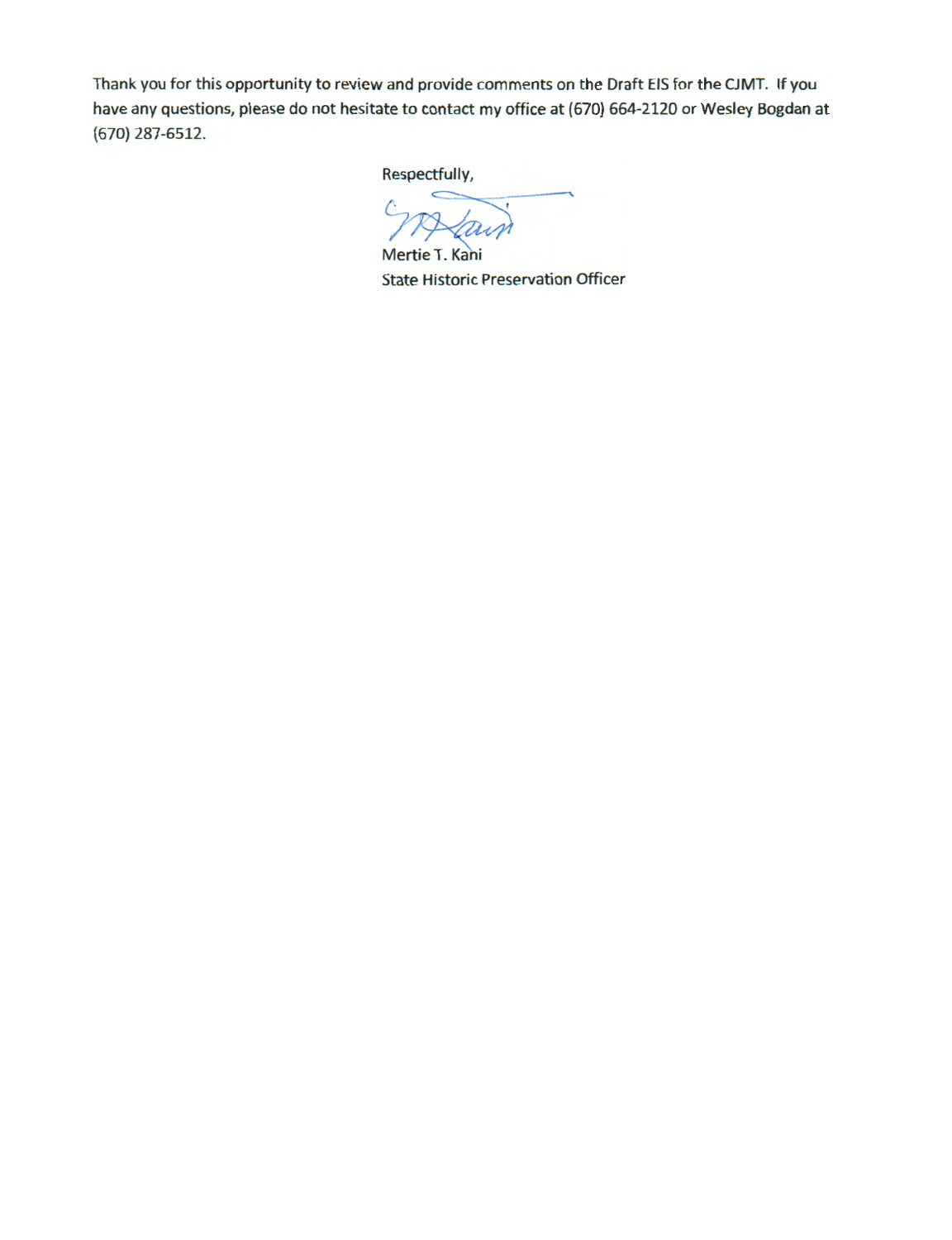Thank you for this opportunity to review and provide comments on the Draft EIS for the CJMT. If you have any questions, please do not hesitate to contact my office at (670) 664-2120 or Wesley Bogdan at (670) 287-6512.

Respectfully,

Mertie T. Kani
State Historic Preservation Officer